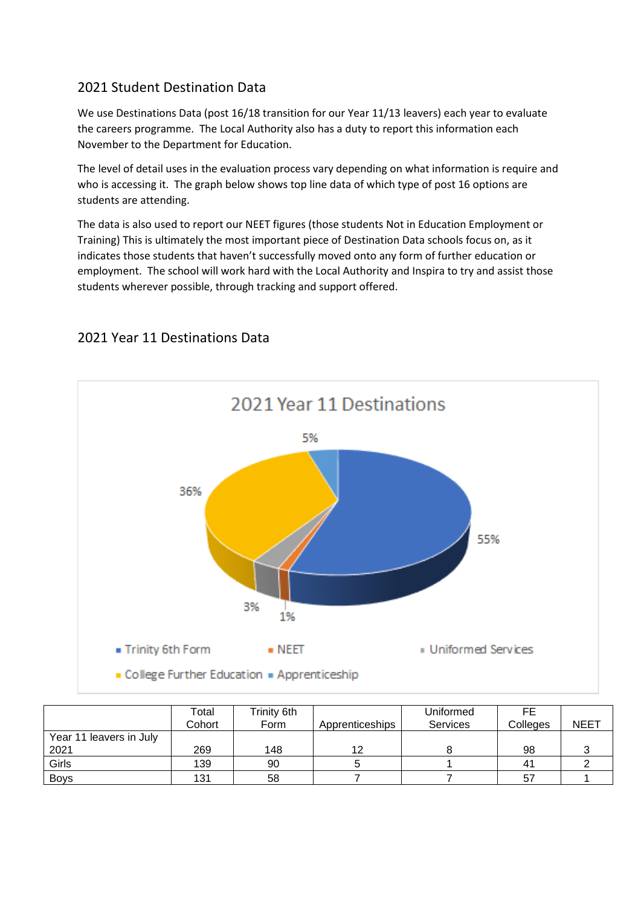## 2021 Student Destination Data

We use Destinations Data (post 16/18 transition for our Year 11/13 leavers) each year to evaluate the careers programme. The Local Authority also has a duty to report this information each November to the Department for Education.

The level of detail uses in the evaluation process vary depending on what information is require and who is accessing it. The graph below shows top line data of which type of post 16 options are students are attending.

The data is also used to report our NEET figures (those students Not in Education Employment or Training) This is ultimately the most important piece of Destination Data schools focus on, as it indicates those students that haven't successfully moved onto any form of further education or employment. The school will work hard with the Local Authority and Inspira to try and assist those students wherever possible, through tracking and support offered.

## 2021 Year 11 Destinations Data

2021 Year 11 Destinations

- Trinity 6th Form: 55%
- NEET: 1%
- Uniformed Services: 3%
- College Further Education: 36%
- Apprenticeship: 5%

| | Total Cohort | Trinity 6th Form | Apprenticeships | Uniformed Services | FE Colleges | NEET |
|---|---|---|---|---|---|---|
| Year 11 leavers in July 2021 | 269 | 148 | 12 | 8 | 98 | 3 |
| Girls | 139 | 90 | 5 | 1 | 41 | 2 |
| Boys | 131 | 58 | 7 | 7 | 57 | 1 |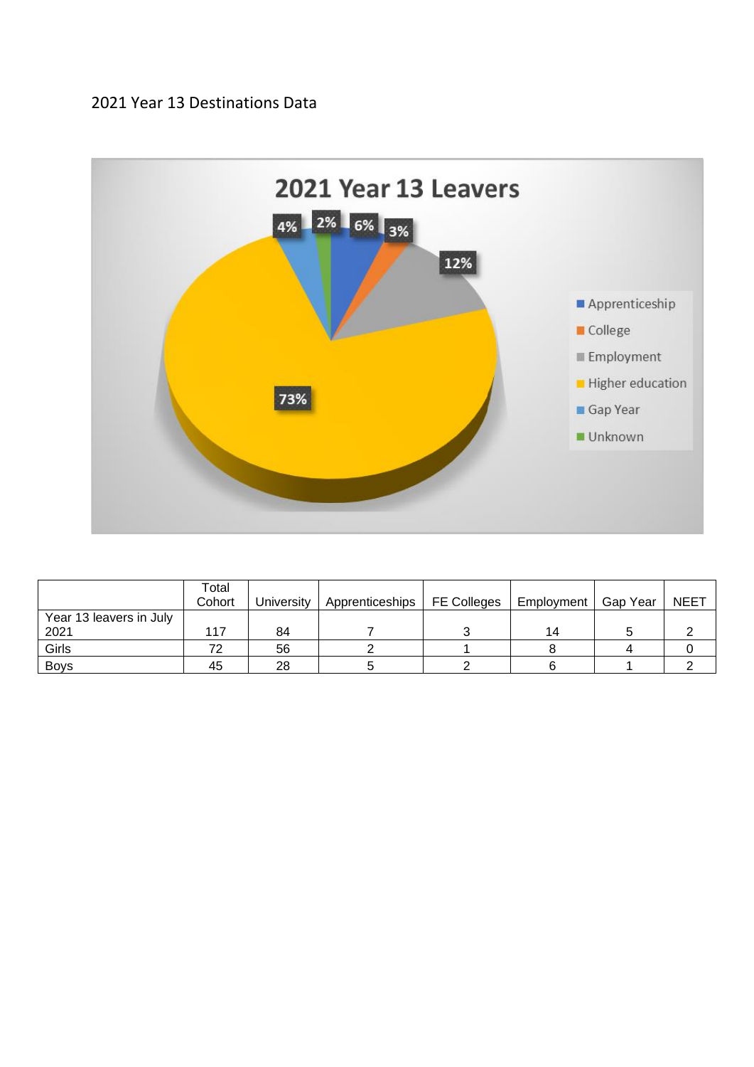2021 Year 13 Destinations Data

2021 Year 13 Leavers

4%
2%
6%
3%
12%
73%

Apprenticeship
College
Employment
Higher education
Gap Year
Unknown

| | Total Cohort | University | Apprenticeships | FE Colleges | Employment | Gap Year | NEET |
|---|---|---|---|---|---|---|---|
| Year 13 leavers in July 2021 | 117 | 84 | 7 | 3 | 14 | 5 | 2 |
| Girls | 72 | 56 | 2 | 1 | 8 | 4 | 0 |
| Boys | 45 | 28 | 5 | 2 | 6 | 1 | 2 |